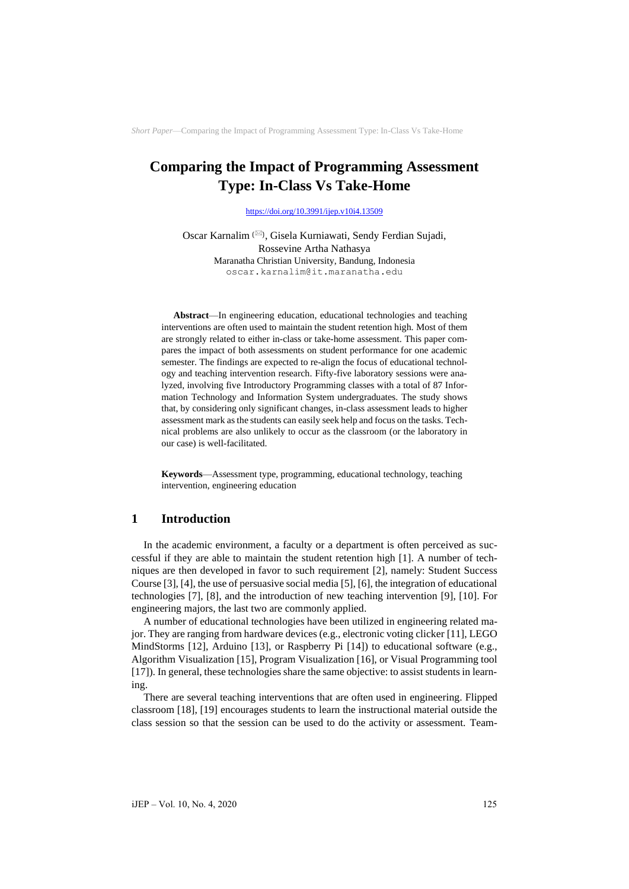# Comparing the Impact of Programming Assessment Type: In-Class Vs Take-Home

https://doi.org/10.3991/ijep.v10i4.13509

Oscar Karnalim (✉), Gisela Kurniawati, Sendy Ferdian Sujadi, Rossevine Artha Nathasya
Maranatha Christian University, Bandung, Indonesia
oscar.karnalim@it.maranatha.edu

**Abstract**—In engineering education, educational technologies and teaching interventions are often used to maintain the student retention high. Most of them are strongly related to either in-class or take-home assessment. This paper compares the impact of both assessments on student performance for one academic semester. The findings are expected to re-align the focus of educational technology and teaching intervention research. Fifty-five laboratory sessions were analyzed, involving five Introductory Programming classes with a total of 87 Information Technology and Information System undergraduates. The study shows that, by considering only significant changes, in-class assessment leads to higher assessment mark as the students can easily seek help and focus on the tasks. Technical problems are also unlikely to occur as the classroom (or the laboratory in our case) is well-facilitated.

**Keywords**—Assessment type, programming, educational technology, teaching intervention, engineering education

## 1 Introduction

In the academic environment, a faculty or a department is often perceived as successful if they are able to maintain the student retention high [1]. A number of techniques are then developed in favor to such requirement [2], namely: Student Success Course [3], [4], the use of persuasive social media [5], [6], the integration of educational technologies [7], [8], and the introduction of new teaching intervention [9], [10]. For engineering majors, the last two are commonly applied.

A number of educational technologies have been utilized in engineering related major. They are ranging from hardware devices (e.g., electronic voting clicker [11], LEGO MindStorms [12], Arduino [13], or Raspberry Pi [14]) to educational software (e.g., Algorithm Visualization [15], Program Visualization [16], or Visual Programming tool [17]). In general, these technologies share the same objective: to assist students in learning.

There are several teaching interventions that are often used in engineering. Flipped classroom [18], [19] encourages students to learn the instructional material outside the class session so that the session can be used to do the activity or assessment. Team-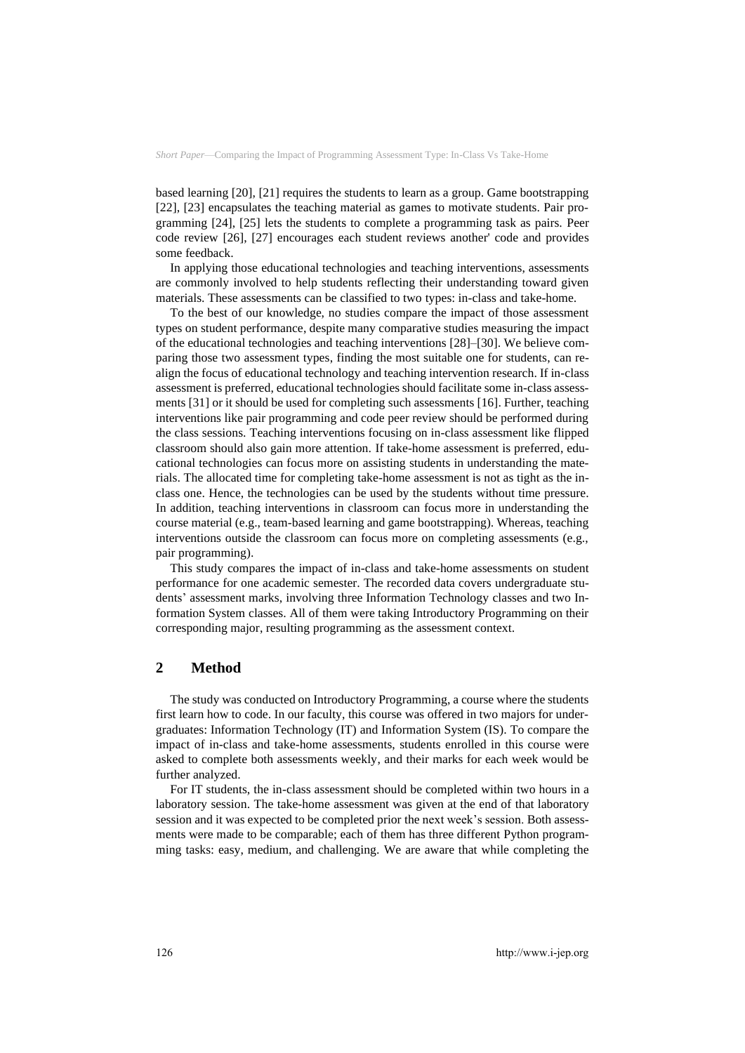based learning [20], [21] requires the students to learn as a group. Game bootstrapping [22], [23] encapsulates the teaching material as games to motivate students. Pair programming [24], [25] lets the students to complete a programming task as pairs. Peer code review [26], [27] encourages each student reviews another' code and provides some feedback.

In applying those educational technologies and teaching interventions, assessments are commonly involved to help students reflecting their understanding toward given materials. These assessments can be classified to two types: in-class and take-home.

To the best of our knowledge, no studies compare the impact of those assessment types on student performance, despite many comparative studies measuring the impact of the educational technologies and teaching interventions [28]–[30]. We believe comparing those two assessment types, finding the most suitable one for students, can realign the focus of educational technology and teaching intervention research. If in-class assessment is preferred, educational technologies should facilitate some in-class assessments [31] or it should be used for completing such assessments [16]. Further, teaching interventions like pair programming and code peer review should be performed during the class sessions. Teaching interventions focusing on in-class assessment like flipped classroom should also gain more attention. If take-home assessment is preferred, educational technologies can focus more on assisting students in understanding the materials. The allocated time for completing take-home assessment is not as tight as the in-class one. Hence, the technologies can be used by the students without time pressure. In addition, teaching interventions in classroom can focus more in understanding the course material (e.g., team-based learning and game bootstrapping). Whereas, teaching interventions outside the classroom can focus more on completing assessments (e.g., pair programming).

This study compares the impact of in-class and take-home assessments on student performance for one academic semester. The recorded data covers undergraduate students' assessment marks, involving three Information Technology classes and two Information System classes. All of them were taking Introductory Programming on their corresponding major, resulting programming as the assessment context.

## 2 Method

The study was conducted on Introductory Programming, a course where the students first learn how to code. In our faculty, this course was offered in two majors for undergraduates: Information Technology (IT) and Information System (IS). To compare the impact of in-class and take-home assessments, students enrolled in this course were asked to complete both assessments weekly, and their marks for each week would be further analyzed.

For IT students, the in-class assessment should be completed within two hours in a laboratory session. The take-home assessment was given at the end of that laboratory session and it was expected to be completed prior the next week's session. Both assessments were made to be comparable; each of them has three different Python programming tasks: easy, medium, and challenging. We are aware that while completing the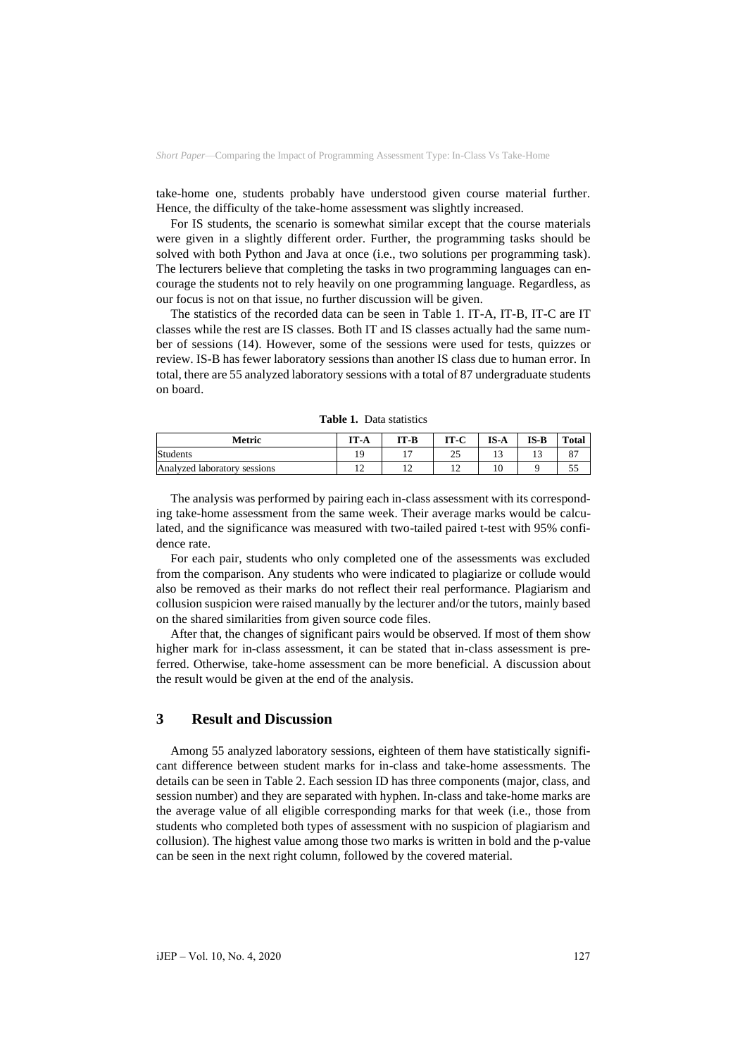take-home one, students probably have understood given course material further. Hence, the difficulty of the take-home assessment was slightly increased.

For IS students, the scenario is somewhat similar except that the course materials were given in a slightly different order. Further, the programming tasks should be solved with both Python and Java at once (i.e., two solutions per programming task). The lecturers believe that completing the tasks in two programming languages can encourage the students not to rely heavily on one programming language. Regardless, as our focus is not on that issue, no further discussion will be given.

The statistics of the recorded data can be seen in Table 1. IT-A, IT-B, IT-C are IT classes while the rest are IS classes. Both IT and IS classes actually had the same number of sessions (14). However, some of the sessions were used for tests, quizzes or review. IS-B has fewer laboratory sessions than another IS class due to human error. In total, there are 55 analyzed laboratory sessions with a total of 87 undergraduate students on board.

**Table 1.** Data statistics

| Metric | IT-A | IT-B | IT-C | IS-A | IS-B | Total |
|---|---|---|---|---|---|---|
| Students | 19 | 17 | 25 | 13 | 13 | 87 |
| Analyzed laboratory sessions | 12 | 12 | 12 | 10 | 9 | 55 |

The analysis was performed by pairing each in-class assessment with its corresponding take-home assessment from the same week. Their average marks would be calculated, and the significance was measured with two-tailed paired t-test with 95% confidence rate.

For each pair, students who only completed one of the assessments was excluded from the comparison. Any students who were indicated to plagiarize or collude would also be removed as their marks do not reflect their real performance. Plagiarism and collusion suspicion were raised manually by the lecturer and/or the tutors, mainly based on the shared similarities from given source code files.

After that, the changes of significant pairs would be observed. If most of them show higher mark for in-class assessment, it can be stated that in-class assessment is preferred. Otherwise, take-home assessment can be more beneficial. A discussion about the result would be given at the end of the analysis.

## 3 Result and Discussion

Among 55 analyzed laboratory sessions, eighteen of them have statistically significant difference between student marks for in-class and take-home assessments. The details can be seen in Table 2. Each session ID has three components (major, class, and session number) and they are separated with hyphen. In-class and take-home marks are the average value of all eligible corresponding marks for that week (i.e., those from students who completed both types of assessment with no suspicion of plagiarism and collusion). The highest value among those two marks is written in bold and the p-value can be seen in the next right column, followed by the covered material.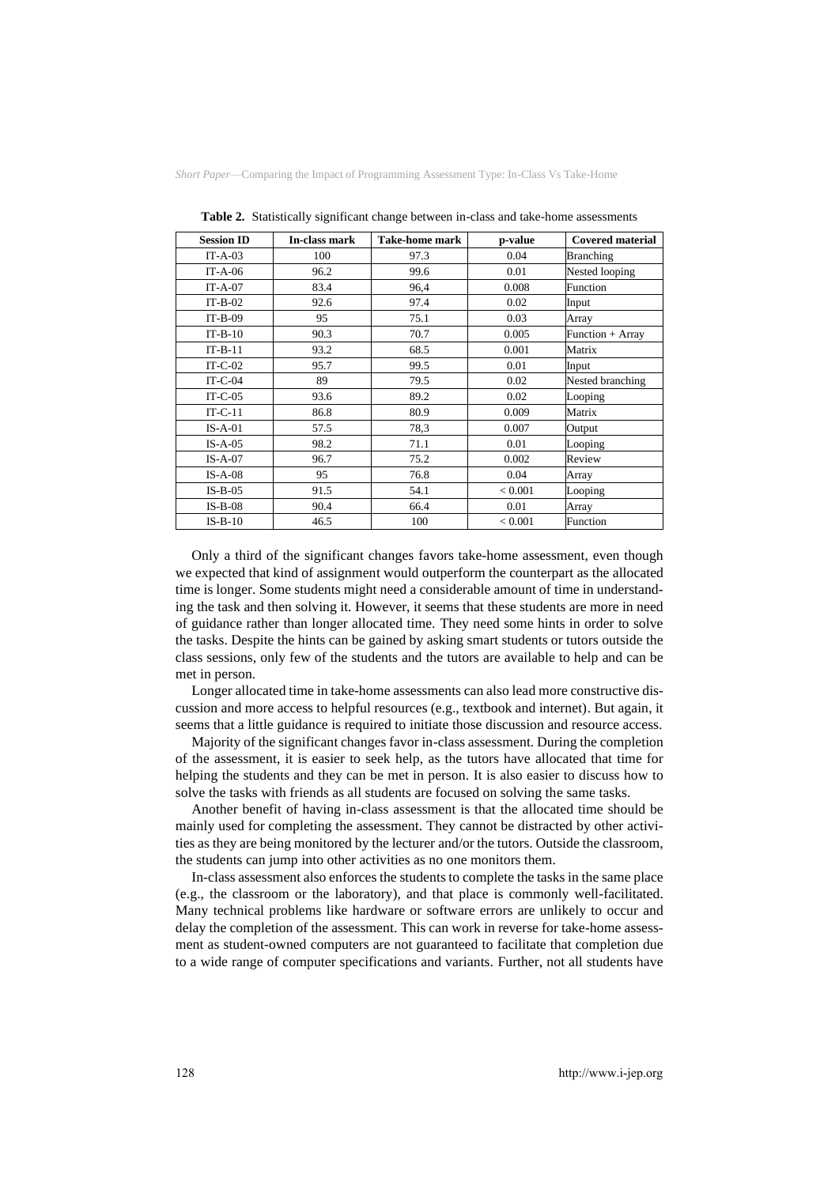**Table 2.** Statistically significant change between in-class and take-home assessments

| Session ID | In-class mark | Take-home mark | p-value | Covered material |
|---|---|---|---|---|
| IT-A-03 | 100 | 97.3 | 0.04 | Branching |
| IT-A-06 | 96.2 | 99.6 | 0.01 | Nested looping |
| IT-A-07 | 83.4 | 96,4 | 0.008 | Function |
| IT-B-02 | 92.6 | 97.4 | 0.02 | Input |
| IT-B-09 | 95 | 75.1 | 0.03 | Array |
| IT-B-10 | 90.3 | 70.7 | 0.005 | Function + Array |
| IT-B-11 | 93.2 | 68.5 | 0.001 | Matrix |
| IT-C-02 | 95.7 | 99.5 | 0.01 | Input |
| IT-C-04 | 89 | 79.5 | 0.02 | Nested branching |
| IT-C-05 | 93.6 | 89.2 | 0.02 | Looping |
| IT-C-11 | 86.8 | 80.9 | 0.009 | Matrix |
| IS-A-01 | 57.5 | 78,3 | 0.007 | Output |
| IS-A-05 | 98.2 | 71.1 | 0.01 | Looping |
| IS-A-07 | 96.7 | 75.2 | 0.002 | Review |
| IS-A-08 | 95 | 76.8 | 0.04 | Array |
| IS-B-05 | 91.5 | 54.1 | < 0.001 | Looping |
| IS-B-08 | 90.4 | 66.4 | 0.01 | Array |
| IS-B-10 | 46.5 | 100 | < 0.001 | Function |

Only a third of the significant changes favors take-home assessment, even though we expected that kind of assignment would outperform the counterpart as the allocated time is longer. Some students might need a considerable amount of time in understanding the task and then solving it. However, it seems that these students are more in need of guidance rather than longer allocated time. They need some hints in order to solve the tasks. Despite the hints can be gained by asking smart students or tutors outside the class sessions, only few of the students and the tutors are available to help and can be met in person.

Longer allocated time in take-home assessments can also lead more constructive discussion and more access to helpful resources (e.g., textbook and internet). But again, it seems that a little guidance is required to initiate those discussion and resource access.

Majority of the significant changes favor in-class assessment. During the completion of the assessment, it is easier to seek help, as the tutors have allocated that time for helping the students and they can be met in person. It is also easier to discuss how to solve the tasks with friends as all students are focused on solving the same tasks.

Another benefit of having in-class assessment is that the allocated time should be mainly used for completing the assessment. They cannot be distracted by other activities as they are being monitored by the lecturer and/or the tutors. Outside the classroom, the students can jump into other activities as no one monitors them.

In-class assessment also enforces the students to complete the tasks in the same place (e.g., the classroom or the laboratory), and that place is commonly well-facilitated. Many technical problems like hardware or software errors are unlikely to occur and delay the completion of the assessment. This can work in reverse for take-home assessment as student-owned computers are not guaranteed to facilitate that completion due to a wide range of computer specifications and variants. Further, not all students have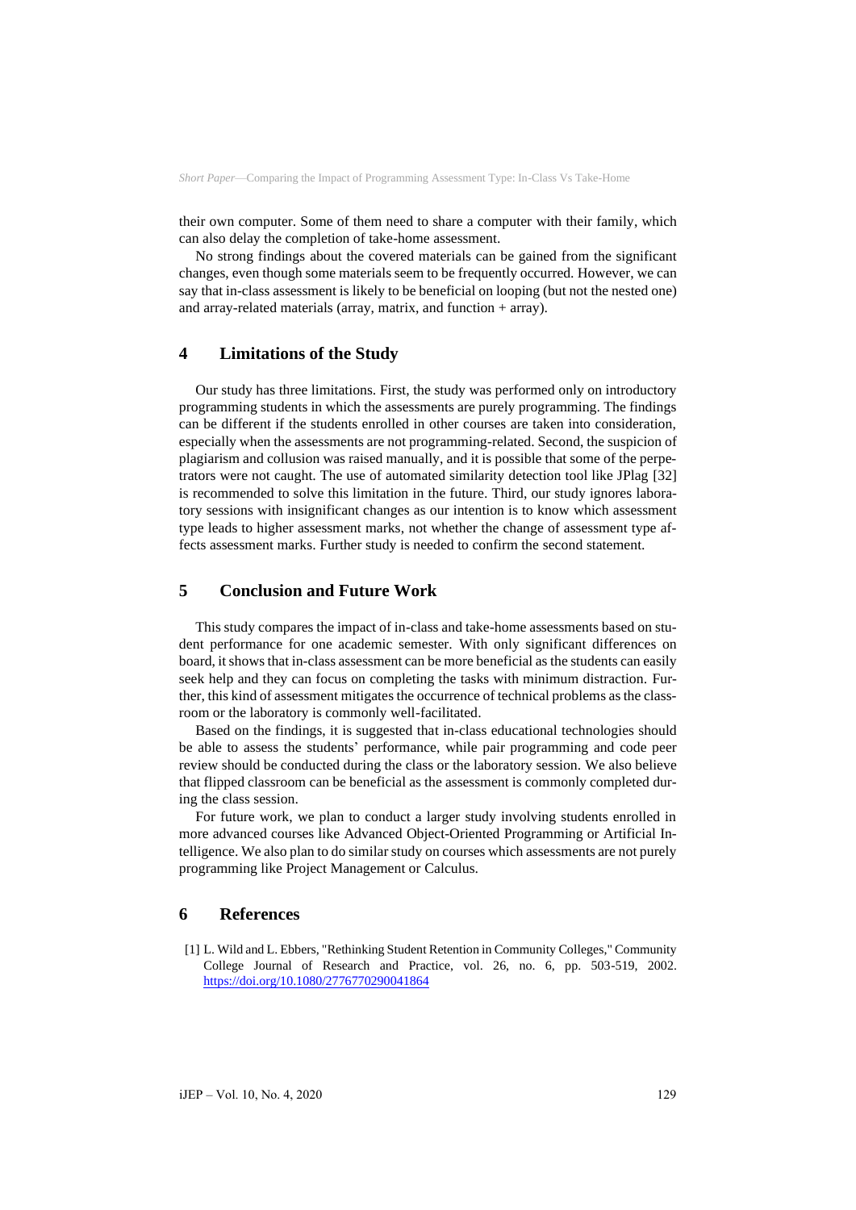their own computer. Some of them need to share a computer with their family, which can also delay the completion of take-home assessment.

No strong findings about the covered materials can be gained from the significant changes, even though some materials seem to be frequently occurred. However, we can say that in-class assessment is likely to be beneficial on looping (but not the nested one) and array-related materials (array, matrix, and function + array).

## 4 Limitations of the Study

Our study has three limitations. First, the study was performed only on introductory programming students in which the assessments are purely programming. The findings can be different if the students enrolled in other courses are taken into consideration, especially when the assessments are not programming-related. Second, the suspicion of plagiarism and collusion was raised manually, and it is possible that some of the perpetrators were not caught. The use of automated similarity detection tool like JPlag [32] is recommended to solve this limitation in the future. Third, our study ignores laboratory sessions with insignificant changes as our intention is to know which assessment type leads to higher assessment marks, not whether the change of assessment type affects assessment marks. Further study is needed to confirm the second statement.

## 5 Conclusion and Future Work

This study compares the impact of in-class and take-home assessments based on student performance for one academic semester. With only significant differences on board, it shows that in-class assessment can be more beneficial as the students can easily seek help and they can focus on completing the tasks with minimum distraction. Further, this kind of assessment mitigates the occurrence of technical problems as the classroom or the laboratory is commonly well-facilitated.

Based on the findings, it is suggested that in-class educational technologies should be able to assess the students' performance, while pair programming and code peer review should be conducted during the class or the laboratory session. We also believe that flipped classroom can be beneficial as the assessment is commonly completed during the class session.

For future work, we plan to conduct a larger study involving students enrolled in more advanced courses like Advanced Object-Oriented Programming or Artificial Intelligence. We also plan to do similar study on courses which assessments are not purely programming like Project Management or Calculus.

## 6 References

[1] L. Wild and L. Ebbers, "Rethinking Student Retention in Community Colleges," Community College Journal of Research and Practice, vol. 26, no. 6, pp. 503-519, 2002. https://doi.org/10.1080/2776770290041864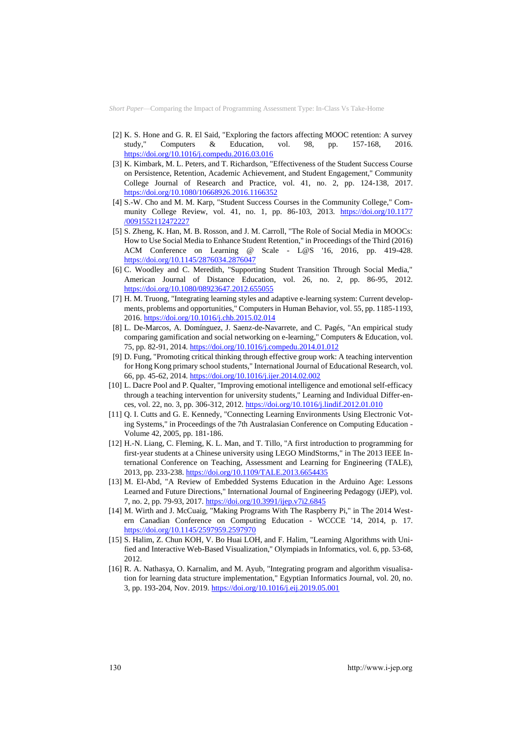[2] K. S. Hone and G. R. El Said, "Exploring the factors affecting MOOC retention: A survey study," Computers & Education, vol. 98, pp. 157-168, 2016. https://doi.org/10.1016/j.compedu.2016.03.016

[3] K. Kimbark, M. L. Peters, and T. Richardson, "Effectiveness of the Student Success Course on Persistence, Retention, Academic Achievement, and Student Engagement," Community College Journal of Research and Practice, vol. 41, no. 2, pp. 124-138, 2017. https://doi.org/10.1080/10668926.2016.1166352

[4] S.-W. Cho and M. M. Karp, "Student Success Courses in the Community College," Community College Review, vol. 41, no. 1, pp. 86-103, 2013. https://doi.org/10.1177/0091552112472227

[5] S. Zheng, K. Han, M. B. Rosson, and J. M. Carroll, "The Role of Social Media in MOOCs: How to Use Social Media to Enhance Student Retention," in Proceedings of the Third (2016) ACM Conference on Learning @ Scale - L@S '16, 2016, pp. 419-428. https://doi.org/10.1145/2876034.2876047

[6] C. Woodley and C. Meredith, "Supporting Student Transition Through Social Media," American Journal of Distance Education, vol. 26, no. 2, pp. 86-95, 2012. https://doi.org/10.1080/08923647.2012.655055

[7] H. M. Truong, "Integrating learning styles and adaptive e-learning system: Current developments, problems and opportunities," Computers in Human Behavior, vol. 55, pp. 1185-1193, 2016. https://doi.org/10.1016/j.chb.2015.02.014

[8] L. De-Marcos, A. Domínguez, J. Saenz-de-Navarrete, and C. Pagés, "An empirical study comparing gamification and social networking on e-learning," Computers & Education, vol. 75, pp. 82-91, 2014. https://doi.org/10.1016/j.compedu.2014.01.012

[9] D. Fung, "Promoting critical thinking through effective group work: A teaching intervention for Hong Kong primary school students," International Journal of Educational Research, vol. 66, pp. 45-62, 2014. https://doi.org/10.1016/j.ijer.2014.02.002

[10] L. Dacre Pool and P. Qualter, "Improving emotional intelligence and emotional self-efficacy through a teaching intervention for university students," Learning and Individual Differences, vol. 22, no. 3, pp. 306-312, 2012. https://doi.org/10.1016/j.lindif.2012.01.010

[11] Q. I. Cutts and G. E. Kennedy, "Connecting Learning Environments Using Electronic Voting Systems," in Proceedings of the 7th Australasian Conference on Computing Education - Volume 42, 2005, pp. 181-186.

[12] H.-N. Liang, C. Fleming, K. L. Man, and T. Tillo, "A first introduction to programming for first-year students at a Chinese university using LEGO MindStorms," in The 2013 IEEE International Conference on Teaching, Assessment and Learning for Engineering (TALE), 2013, pp. 233-238. https://doi.org/10.1109/TALE.2013.6654435

[13] M. El-Abd, "A Review of Embedded Systems Education in the Arduino Age: Lessons Learned and Future Directions," International Journal of Engineering Pedagogy (iJEP), vol. 7, no. 2, pp. 79-93, 2017. https://doi.org/10.3991/ijep.v7i2.6845

[14] M. Wirth and J. McCuaig, "Making Programs With The Raspberry Pi," in The 2014 Western Canadian Conference on Computing Education - WCCCE '14, 2014, p. 17. https://doi.org/10.1145/2597959.2597970

[15] S. Halim, Z. Chun KOH, V. Bo Huai LOH, and F. Halim, "Learning Algorithms with Unified and Interactive Web-Based Visualization," Olympiads in Informatics, vol. 6, pp. 53-68, 2012.

[16] R. A. Nathasya, O. Karnalim, and M. Ayub, "Integrating program and algorithm visualisation for learning data structure implementation," Egyptian Informatics Journal, vol. 20, no. 3, pp. 193-204, Nov. 2019. https://doi.org/10.1016/j.eij.2019.05.001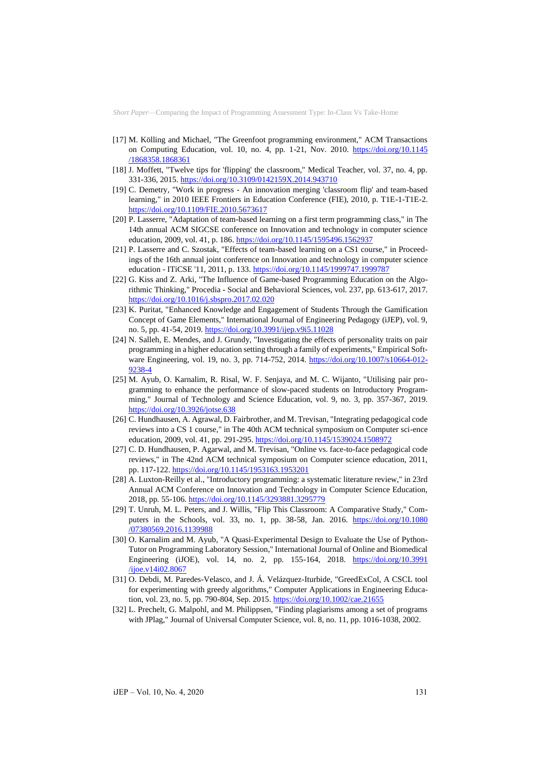[17] M. Kölling and Michael, "The Greenfoot programming environment," ACM Transactions on Computing Education, vol. 10, no. 4, pp. 1-21, Nov. 2010. https://doi.org/10.1145/1868358.1868361

[18] J. Moffett, "Twelve tips for 'flipping' the classroom," Medical Teacher, vol. 37, no. 4, pp. 331-336, 2015. https://doi.org/10.3109/0142159X.2014.943710

[19] C. Demetry, "Work in progress - An innovation merging 'classroom flip' and team-based learning," in 2010 IEEE Frontiers in Education Conference (FIE), 2010, p. T1E-1-T1E-2. https://doi.org/10.1109/FIE.2010.5673617

[20] P. Lasserre, "Adaptation of team-based learning on a first term programming class," in The 14th annual ACM SIGCSE conference on Innovation and technology in computer science education, 2009, vol. 41, p. 186. https://doi.org/10.1145/1595496.1562937

[21] P. Lasserre and C. Szostak, "Effects of team-based learning on a CS1 course," in Proceedings of the 16th annual joint conference on Innovation and technology in computer science education - ITiCSE '11, 2011, p. 133. https://doi.org/10.1145/1999747.1999787

[22] G. Kiss and Z. Arki, "The Influence of Game-based Programming Education on the Algorithmic Thinking," Procedia - Social and Behavioral Sciences, vol. 237, pp. 613-617, 2017. https://doi.org/10.1016/j.sbspro.2017.02.020

[23] K. Puritat, "Enhanced Knowledge and Engagement of Students Through the Gamification Concept of Game Elements," International Journal of Engineering Pedagogy (iJEP), vol. 9, no. 5, pp. 41-54, 2019. https://doi.org/10.3991/ijep.v9i5.11028

[24] N. Salleh, E. Mendes, and J. Grundy, "Investigating the effects of personality traits on pair programming in a higher education setting through a family of experiments," Empirical Software Engineering, vol. 19, no. 3, pp. 714-752, 2014. https://doi.org/10.1007/s10664-012-9238-4

[25] M. Ayub, O. Karnalim, R. Risal, W. F. Senjaya, and M. C. Wijanto, "Utilising pair programming to enhance the performance of slow-paced students on Introductory Programming," Journal of Technology and Science Education, vol. 9, no. 3, pp. 357-367, 2019. https://doi.org/10.3926/jotse.638

[26] C. Hundhausen, A. Agrawal, D. Fairbrother, and M. Trevisan, "Integrating pedagogical code reviews into a CS 1 course," in The 40th ACM technical symposium on Computer sci-ence education, 2009, vol. 41, pp. 291-295. https://doi.org/10.1145/1539024.1508972

[27] C. D. Hundhausen, P. Agarwal, and M. Trevisan, "Online vs. face-to-face pedagogical code reviews," in The 42nd ACM technical symposium on Computer science education, 2011, pp. 117-122. https://doi.org/10.1145/1953163.1953201

[28] A. Luxton-Reilly et al., "Introductory programming: a systematic literature review," in 23rd Annual ACM Conference on Innovation and Technology in Computer Science Education, 2018, pp. 55-106. https://doi.org/10.1145/3293881.3295779

[29] T. Unruh, M. L. Peters, and J. Willis, "Flip This Classroom: A Comparative Study," Computers in the Schools, vol. 33, no. 1, pp. 38-58, Jan. 2016. https://doi.org/10.1080/07380569.2016.1139988

[30] O. Karnalim and M. Ayub, "A Quasi-Experimental Design to Evaluate the Use of PythonTutor on Programming Laboratory Session," International Journal of Online and Biomedical Engineering (iJOE), vol. 14, no. 2, pp. 155-164, 2018. https://doi.org/10.3991/ijoe.v14i02.8067

[31] O. Debdi, M. Paredes-Velasco, and J. Á. Velázquez-Iturbide, "GreedExCol, A CSCL tool for experimenting with greedy algorithms," Computer Applications in Engineering Education, vol. 23, no. 5, pp. 790-804, Sep. 2015. https://doi.org/10.1002/cae.21655

[32] L. Prechelt, G. Malpohl, and M. Philippsen, "Finding plagiarisms among a set of programs with JPlag," Journal of Universal Computer Science, vol. 8, no. 11, pp. 1016-1038, 2002.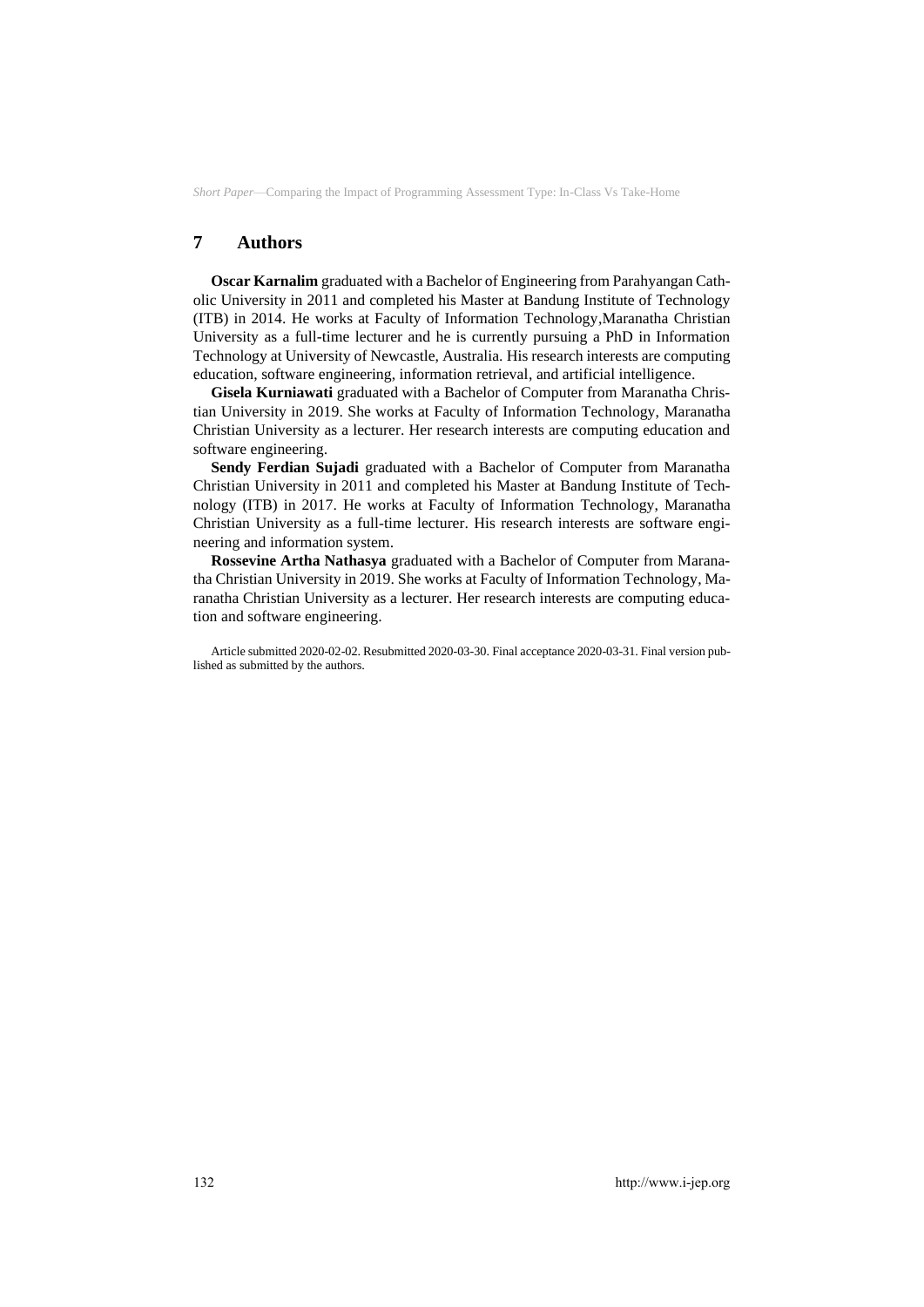## 7 Authors

**Oscar Karnalim** graduated with a Bachelor of Engineering from Parahyangan Catholic University in 2011 and completed his Master at Bandung Institute of Technology (ITB) in 2014. He works at Faculty of Information Technology,Maranatha Christian University as a full-time lecturer and he is currently pursuing a PhD in Information Technology at University of Newcastle, Australia. His research interests are computing education, software engineering, information retrieval, and artificial intelligence.

**Gisela Kurniawati** graduated with a Bachelor of Computer from Maranatha Christian University in 2019. She works at Faculty of Information Technology, Maranatha Christian University as a lecturer. Her research interests are computing education and software engineering.

**Sendy Ferdian Sujadi** graduated with a Bachelor of Computer from Maranatha Christian University in 2011 and completed his Master at Bandung Institute of Technology (ITB) in 2017. He works at Faculty of Information Technology, Maranatha Christian University as a full-time lecturer. His research interests are software engineering and information system.

**Rossevine Artha Nathasya** graduated with a Bachelor of Computer from Maranatha Christian University in 2019. She works at Faculty of Information Technology, Maranatha Christian University as a lecturer. Her research interests are computing education and software engineering.

Article submitted 2020-02-02. Resubmitted 2020-03-30. Final acceptance 2020-03-31. Final version published as submitted by the authors.